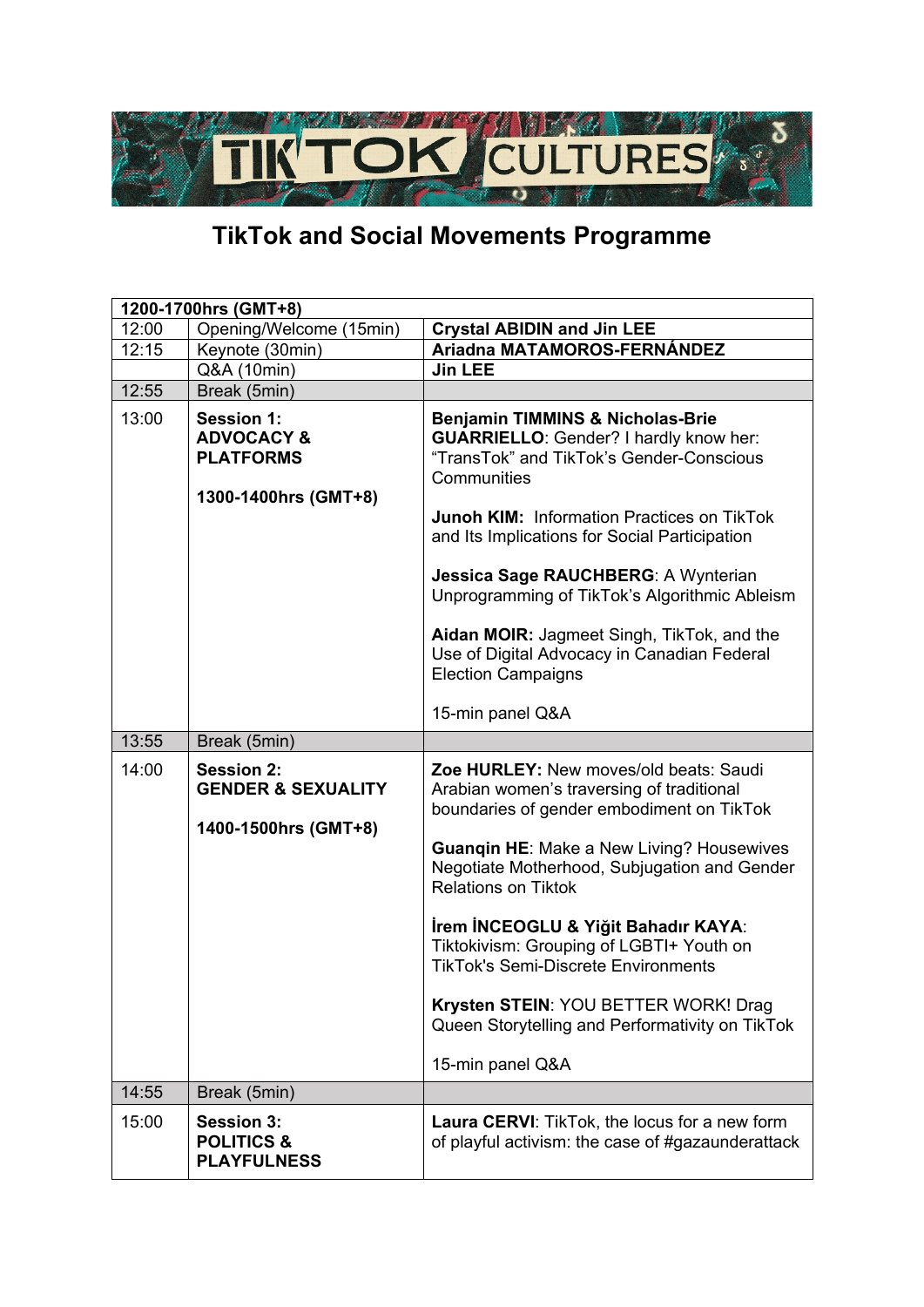TIKTOK CULTURES

# TikTok and Social Movements Programme

| 1200-1700hrs (GMT+8) | | |
|---|---|---|
| 12:00 | Opening/Welcome (15min) | **Crystal ABIDIN and Jin LEE** |
| 12:15 | Keynote (30min) | **Ariadna MATAMOROS-FERNÁNDEZ** |
| | Q&A (10min) | **Jin LEE** |
| 12:55 | Break (5min) | |
| 13:00 | **Session 1: ADVOCACY & PLATFORMS**<br><br>**1300-1400hrs (GMT+8)** | **Benjamin TIMMINS & Nicholas-Brie GUARRIELLO**: Gender? I hardly know her: "TransTok" and TikTok's Gender-Conscious Communities<br><br>**Junoh KIM:** Information Practices on TikTok and Its Implications for Social Participation<br><br>**Jessica Sage RAUCHBERG**: A Wynterian Unprogramming of TikTok's Algorithmic Ableism<br><br>**Aidan MOIR:** Jagmeet Singh, TikTok, and the Use of Digital Advocacy in Canadian Federal Election Campaigns<br><br>15-min panel Q&A |
| 13:55 | Break (5min) | |
| 14:00 | **Session 2: GENDER & SEXUALITY**<br><br>**1400-1500hrs (GMT+8)** | **Zoe HURLEY:** New moves/old beats: Saudi Arabian women's traversing of traditional boundaries of gender embodiment on TikTok<br><br>**Guanqin HE**: Make a New Living? Housewives Negotiate Motherhood, Subjugation and Gender Relations on Tiktok<br><br>**İrem İNCEOGLU & Yiğit Bahadır KAYA**: Tiktokivism: Grouping of LGBTI+ Youth on TikTok's Semi-Discrete Environments<br><br>**Krysten STEIN**: YOU BETTER WORK! Drag Queen Storytelling and Performativity on TikTok<br><br>15-min panel Q&A |
| 14:55 | Break (5min) | |
| 15:00 | **Session 3: POLITICS & PLAYFULNESS** | **Laura CERVI**: TikTok, the locus for a new form of playful activism: the case of #gazaunderattack |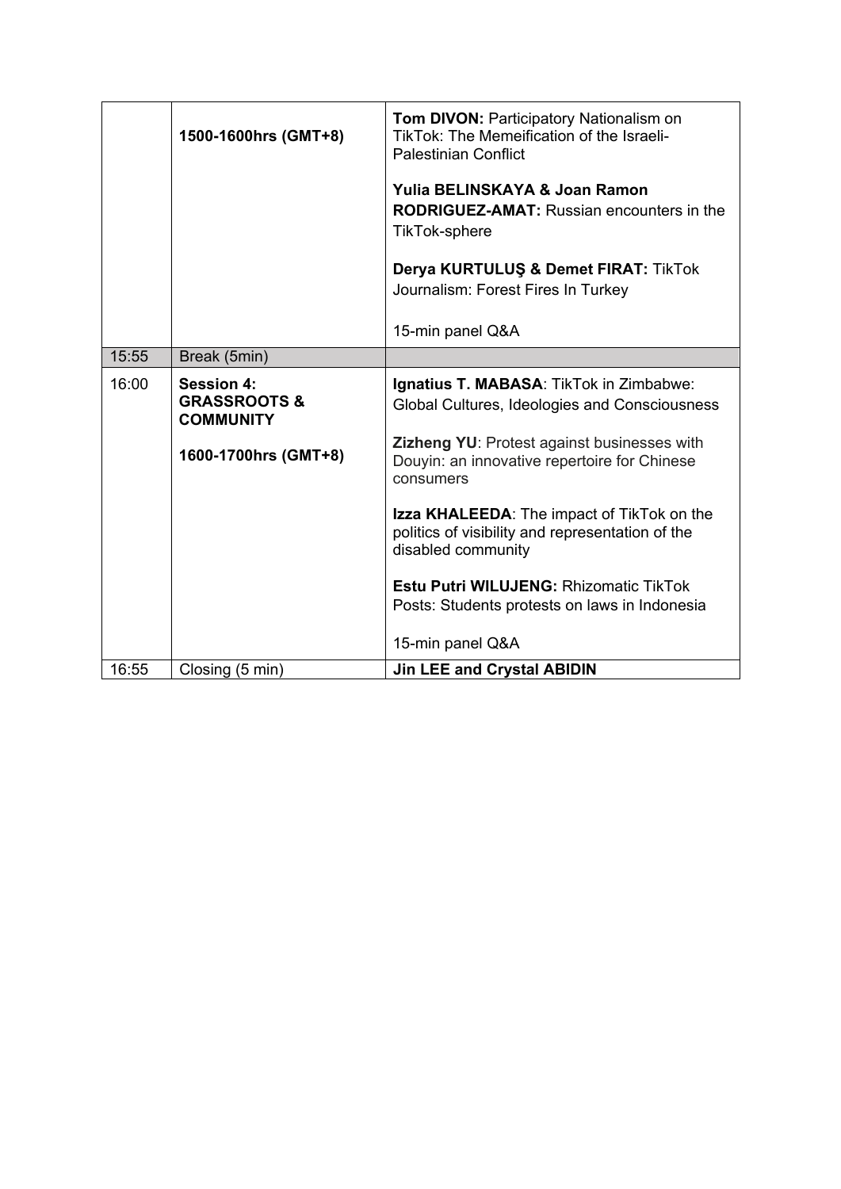| | | |
|---|---|---|
| | **1500-1600hrs (GMT+8)** | **Tom DIVON:** Participatory Nationalism on TikTok: The Memeification of the Israeli-Palestinian Conflict<br><br>**Yulia BELINSKAYA & Joan Ramon RODRIGUEZ-AMAT:** Russian encounters in the TikTok-sphere<br><br>**Derya KURTULUŞ & Demet FIRAT:** TikTok Journalism: Forest Fires In Turkey<br><br>15-min panel Q&A |
| 15:55 | Break (5min) | |
| 16:00 | **Session 4: GRASSROOTS & COMMUNITY**<br><br>**1600-1700hrs (GMT+8)** | **Ignatius T. MABASA**: TikTok in Zimbabwe: Global Cultures, Ideologies and Consciousness<br><br>**Zizheng YU**: Protest against businesses with Douyin: an innovative repertoire for Chinese consumers<br><br>**Izza KHALEEDA**: The impact of TikTok on the politics of visibility and representation of the disabled community<br><br>**Estu Putri WILUJENG:** Rhizomatic TikTok Posts: Students protests on laws in Indonesia<br><br>15-min panel Q&A |
| 16:55 | Closing (5 min) | **Jin LEE and Crystal ABIDIN** |